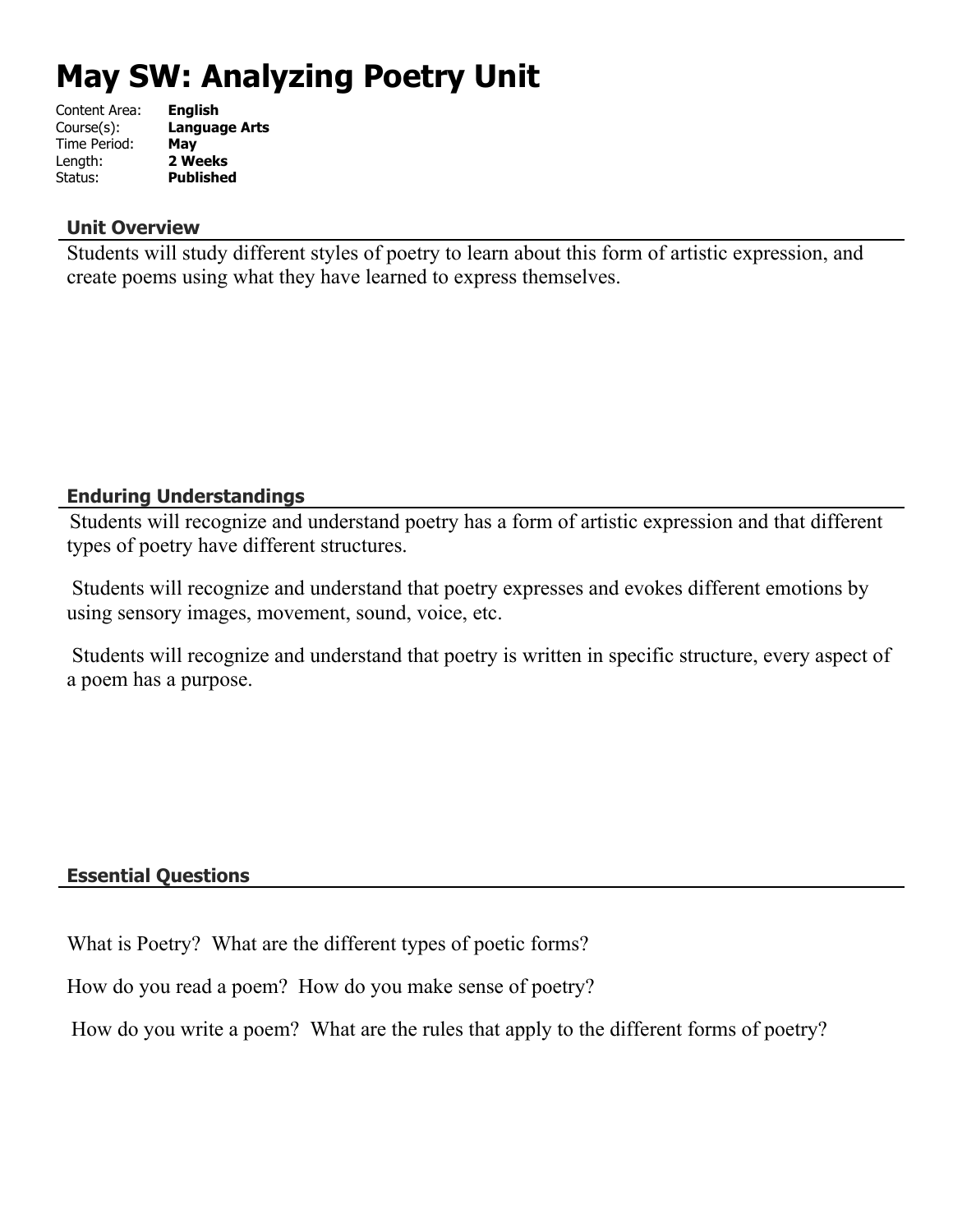# May SW: Analyzing Poetry Unit

Content Area: **English**
Course(s): **Language Arts**
Time Period: **May**
Length: **2 Weeks**
Status: **Published**

## Unit Overview

Students will study different styles of poetry to learn about this form of artistic expression, and create poems using what they have learned to express themselves.

## Enduring Understandings

Students will recognize and understand poetry has a form of artistic expression and that different types of poetry have different structures.

Students will recognize and understand that poetry expresses and evokes different emotions by using sensory images, movement, sound, voice, etc.

Students will recognize and understand that poetry is written in specific structure, every aspect of a poem has a purpose.

## Essential Questions

What is Poetry? What are the different types of poetic forms?

How do you read a poem? How do you make sense of poetry?

How do you write a poem? What are the rules that apply to the different forms of poetry?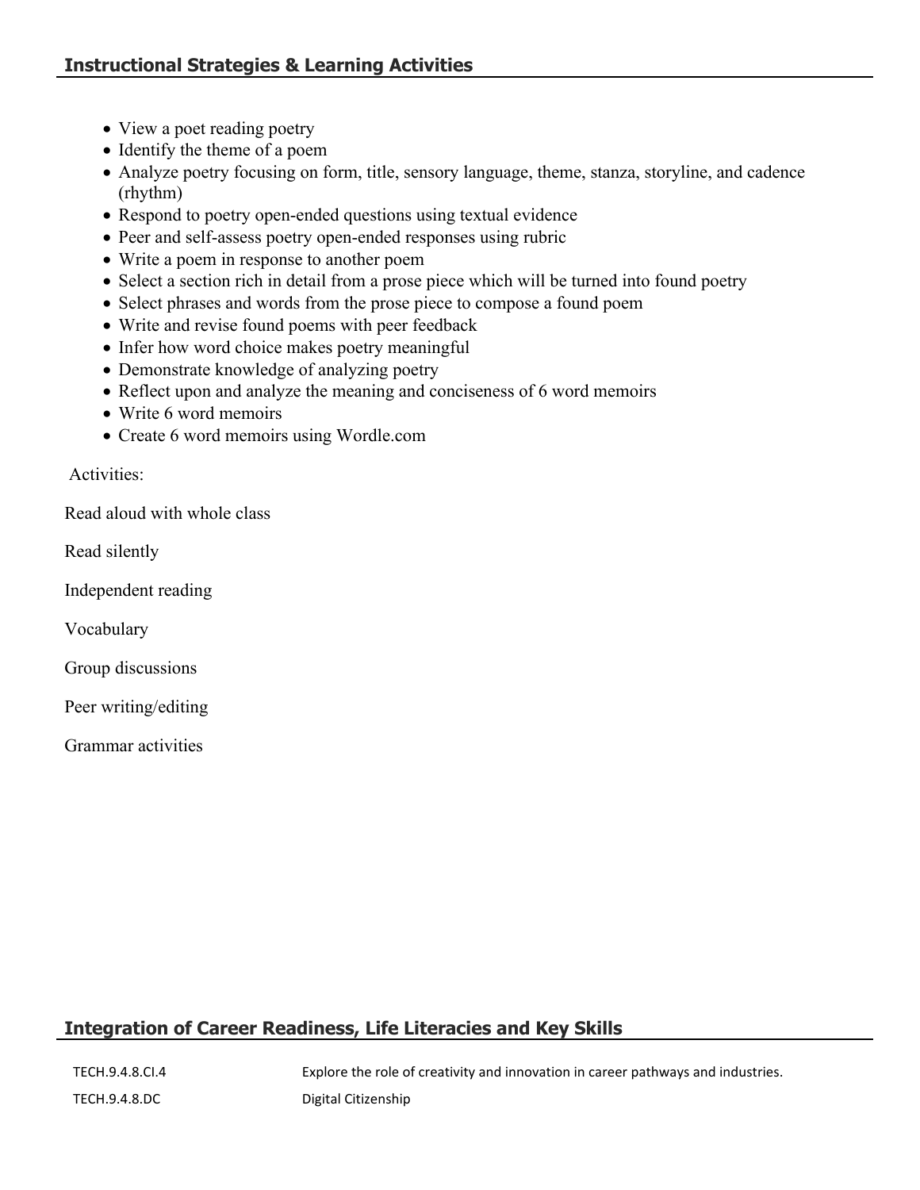## Instructional Strategies & Learning Activities

- View a poet reading poetry
- Identify the theme of a poem
- Analyze poetry focusing on form, title, sensory language, theme, stanza, storyline, and cadence (rhythm)
- Respond to poetry open-ended questions using textual evidence
- Peer and self-assess poetry open-ended responses using rubric
- Write a poem in response to another poem
- Select a section rich in detail from a prose piece which will be turned into found poetry
- Select phrases and words from the prose piece to compose a found poem
- Write and revise found poems with peer feedback
- Infer how word choice makes poetry meaningful
- Demonstrate knowledge of analyzing poetry
- Reflect upon and analyze the meaning and conciseness of 6 word memoirs
- Write 6 word memoirs
- Create 6 word memoirs using Wordle.com

Activities:

Read aloud with whole class

Read silently

Independent reading

Vocabulary

Group discussions

Peer writing/editing

Grammar activities

## Integration of Career Readiness, Life Literacies and Key Skills

| | |
|---|---|
| TECH.9.4.8.CI.4 | Explore the role of creativity and innovation in career pathways and industries. |
| TECH.9.4.8.DC | Digital Citizenship |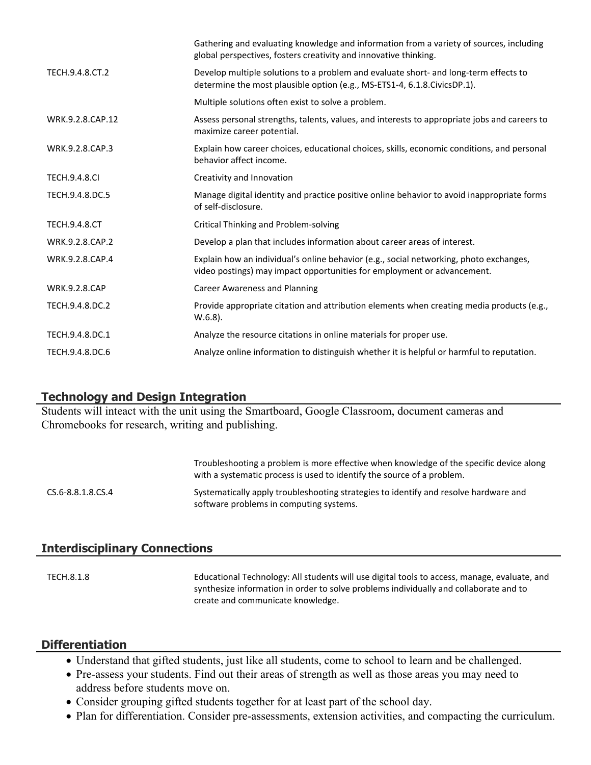| | |
|---|---|
| | Gathering and evaluating knowledge and information from a variety of sources, including global perspectives, fosters creativity and innovative thinking. |
| TECH.9.4.8.CT.2 | Develop multiple solutions to a problem and evaluate short- and long-term effects to determine the most plausible option (e.g., MS-ETS1-4, 6.1.8.CivicsDP.1). |
| | Multiple solutions often exist to solve a problem. |
| WRK.9.2.8.CAP.12 | Assess personal strengths, talents, values, and interests to appropriate jobs and careers to maximize career potential. |
| WRK.9.2.8.CAP.3 | Explain how career choices, educational choices, skills, economic conditions, and personal behavior affect income. |
| TECH.9.4.8.CI | Creativity and Innovation |
| TECH.9.4.8.DC.5 | Manage digital identity and practice positive online behavior to avoid inappropriate forms of self-disclosure. |
| TECH.9.4.8.CT | Critical Thinking and Problem-solving |
| WRK.9.2.8.CAP.2 | Develop a plan that includes information about career areas of interest. |
| WRK.9.2.8.CAP.4 | Explain how an individual's online behavior (e.g., social networking, photo exchanges, video postings) may impact opportunities for employment or advancement. |
| WRK.9.2.8.CAP | Career Awareness and Planning |
| TECH.9.4.8.DC.2 | Provide appropriate citation and attribution elements when creating media products (e.g., W.6.8). |
| TECH.9.4.8.DC.1 | Analyze the resource citations in online materials for proper use. |
| TECH.9.4.8.DC.6 | Analyze online information to distinguish whether it is helpful or harmful to reputation. |

## Technology and Design Integration

Students will inteact with the unit using the Smartboard, Google Classroom, document cameras and Chromebooks for research, writing and publishing.

| | |
|---|---|
| | Troubleshooting a problem is more effective when knowledge of the specific device along with a systematic process is used to identify the source of a problem. |
| CS.6-8.8.1.8.CS.4 | Systematically apply troubleshooting strategies to identify and resolve hardware and software problems in computing systems. |

## Interdisciplinary Connections

| | |
|---|---|
| TECH.8.1.8 | Educational Technology: All students will use digital tools to access, manage, evaluate, and synthesize information in order to solve problems individually and collaborate and to create and communicate knowledge. |

## Differentiation

- Understand that gifted students, just like all students, come to school to learn and be challenged.
- Pre-assess your students. Find out their areas of strength as well as those areas you may need to address before students move on.
- Consider grouping gifted students together for at least part of the school day.
- Plan for differentiation. Consider pre-assessments, extension activities, and compacting the curriculum.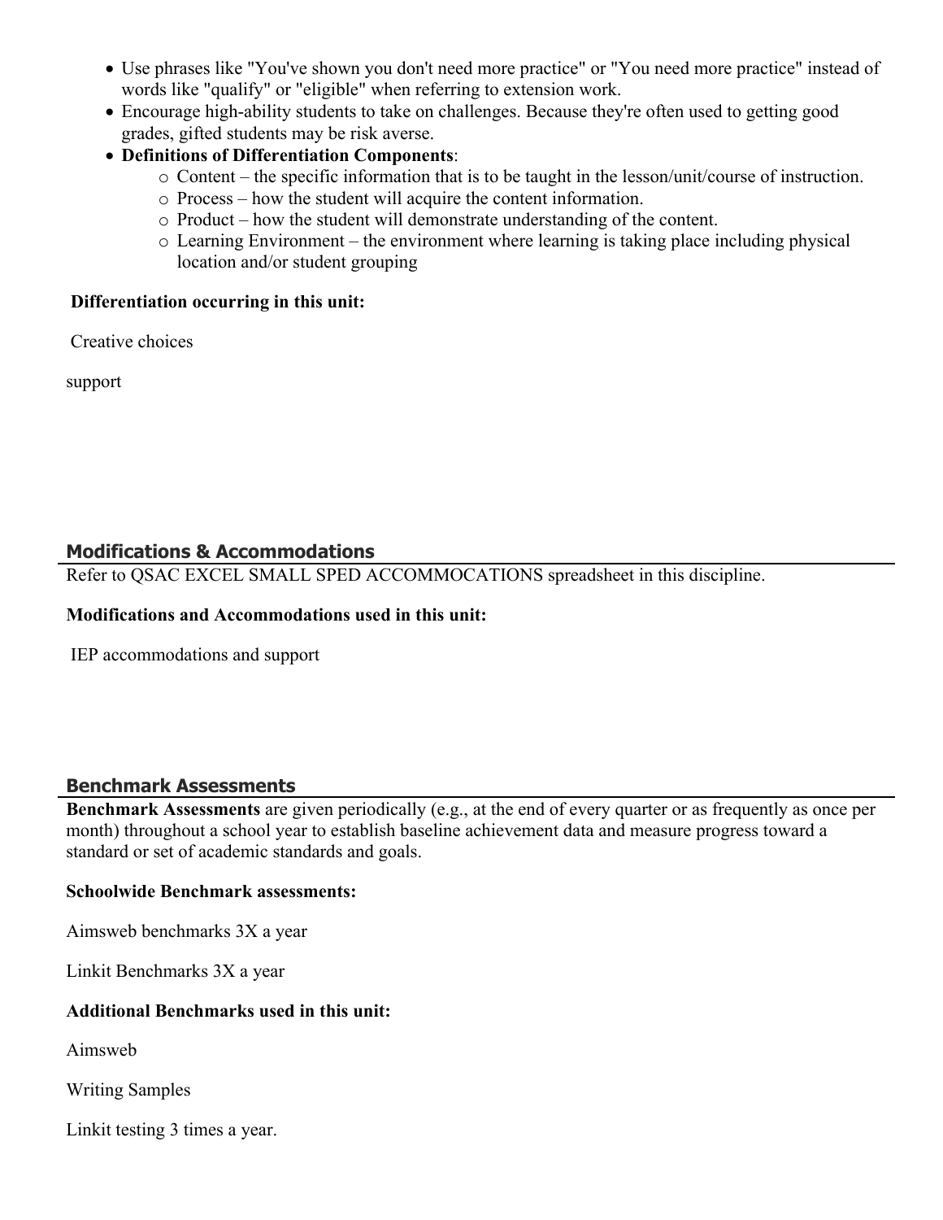- Use phrases like "You've shown you don't need more practice" or "You need more practice" instead of words like "qualify" or "eligible" when referring to extension work.
- Encourage high-ability students to take on challenges. Because they're often used to getting good grades, gifted students may be risk averse.
- **Definitions of Differentiation Components**:
  - Content – the specific information that is to be taught in the lesson/unit/course of instruction.
  - Process – how the student will acquire the content information.
  - Product – how the student will demonstrate understanding of the content.
  - Learning Environment – the environment where learning is taking place including physical location and/or student grouping

**Differentiation occurring in this unit:**

Creative choices

support

## Modifications & Accommodations

Refer to QSAC EXCEL SMALL SPED ACCOMMOCATIONS spreadsheet in this discipline.

**Modifications and Accommodations used in this unit:**

IEP accommodations and support

## Benchmark Assessments

**Benchmark Assessments** are given periodically (e.g., at the end of every quarter or as frequently as once per month) throughout a school year to establish baseline achievement data and measure progress toward a standard or set of academic standards and goals.

**Schoolwide Benchmark assessments:**

Aimsweb benchmarks 3X a year

Linkit Benchmarks 3X a year

**Additional Benchmarks used in this unit:**

Aimsweb

Writing Samples

Linkit testing 3 times a year.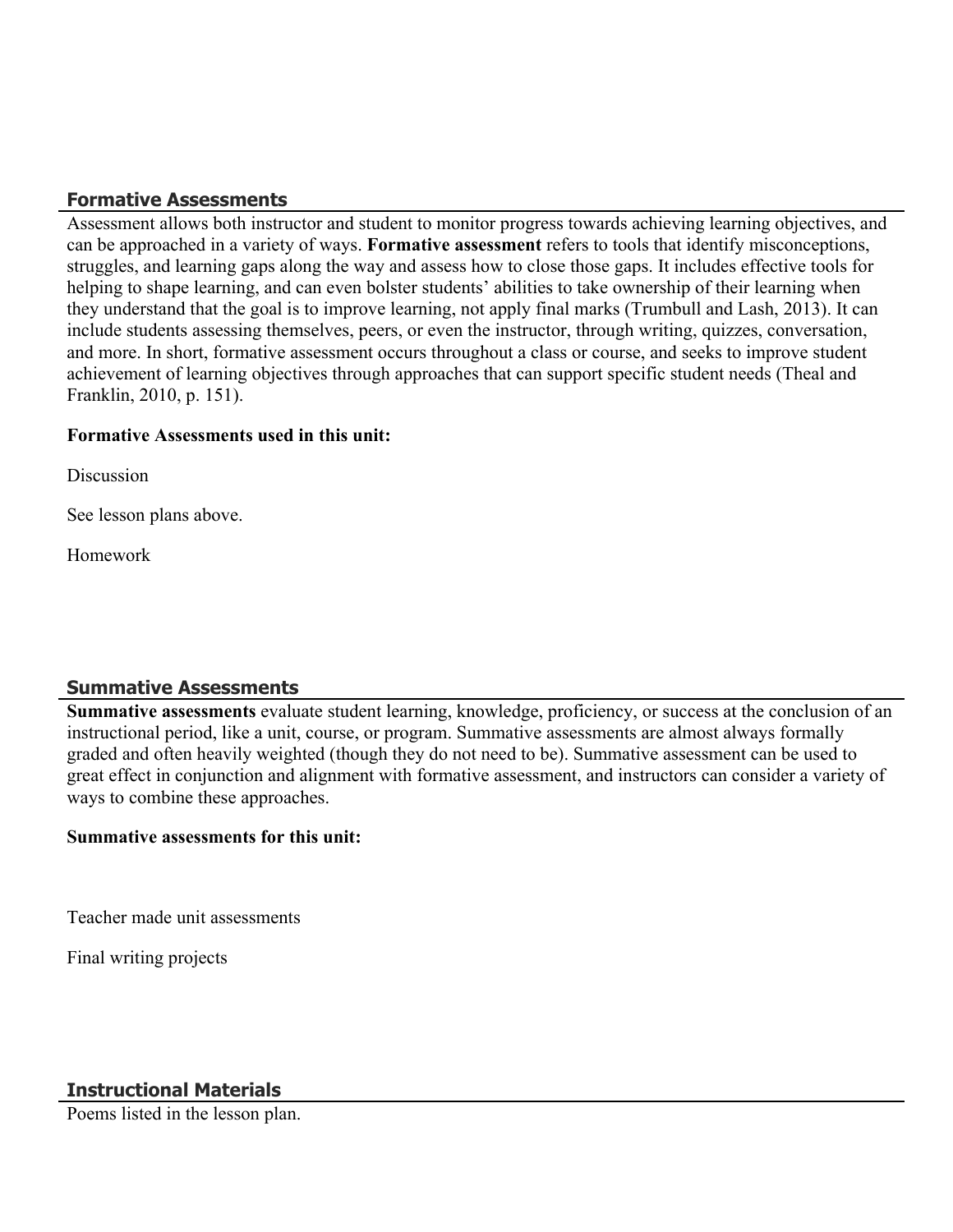## Formative Assessments

Assessment allows both instructor and student to monitor progress towards achieving learning objectives, and can be approached in a variety of ways. **Formative assessment** refers to tools that identify misconceptions, struggles, and learning gaps along the way and assess how to close those gaps. It includes effective tools for helping to shape learning, and can even bolster students' abilities to take ownership of their learning when they understand that the goal is to improve learning, not apply final marks (Trumbull and Lash, 2013). It can include students assessing themselves, peers, or even the instructor, through writing, quizzes, conversation, and more. In short, formative assessment occurs throughout a class or course, and seeks to improve student achievement of learning objectives through approaches that can support specific student needs (Theal and Franklin, 2010, p. 151).

**Formative Assessments used in this unit:**

Discussion

See lesson plans above.

Homework

## Summative Assessments

**Summative assessments** evaluate student learning, knowledge, proficiency, or success at the conclusion of an instructional period, like a unit, course, or program. Summative assessments are almost always formally graded and often heavily weighted (though they do not need to be). Summative assessment can be used to great effect in conjunction and alignment with formative assessment, and instructors can consider a variety of ways to combine these approaches.

**Summative assessments for this unit:**

Teacher made unit assessments

Final writing projects

## Instructional Materials

Poems listed in the lesson plan.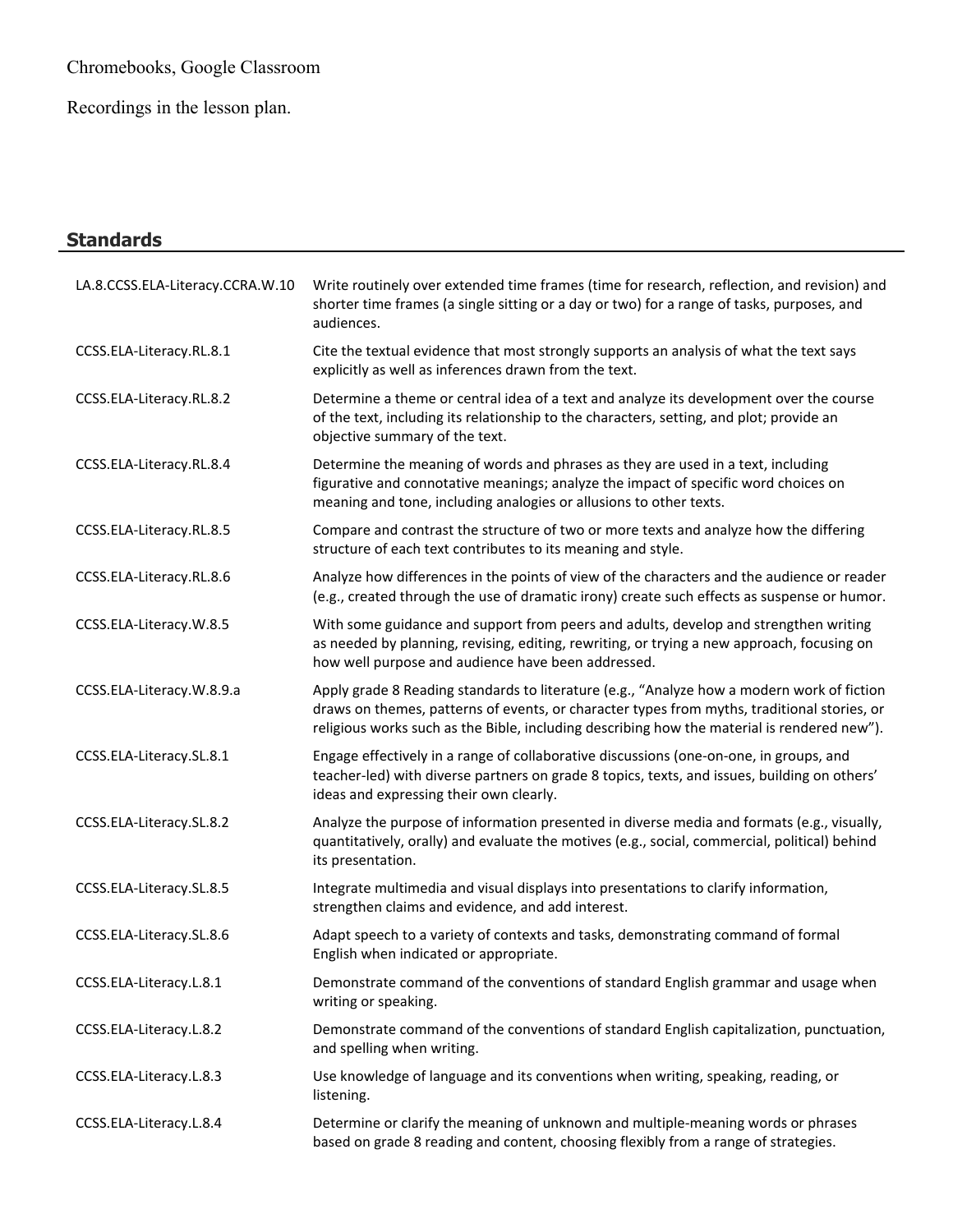Chromebooks, Google Classroom

Recordings in the lesson plan.

## Standards

| | |
|---|---|
| LA.8.CCSS.ELA-Literacy.CCRA.W.10 | Write routinely over extended time frames (time for research, reflection, and revision) and shorter time frames (a single sitting or a day or two) for a range of tasks, purposes, and audiences. |
| CCSS.ELA-Literacy.RL.8.1 | Cite the textual evidence that most strongly supports an analysis of what the text says explicitly as well as inferences drawn from the text. |
| CCSS.ELA-Literacy.RL.8.2 | Determine a theme or central idea of a text and analyze its development over the course of the text, including its relationship to the characters, setting, and plot; provide an objective summary of the text. |
| CCSS.ELA-Literacy.RL.8.4 | Determine the meaning of words and phrases as they are used in a text, including figurative and connotative meanings; analyze the impact of specific word choices on meaning and tone, including analogies or allusions to other texts. |
| CCSS.ELA-Literacy.RL.8.5 | Compare and contrast the structure of two or more texts and analyze how the differing structure of each text contributes to its meaning and style. |
| CCSS.ELA-Literacy.RL.8.6 | Analyze how differences in the points of view of the characters and the audience or reader (e.g., created through the use of dramatic irony) create such effects as suspense or humor. |
| CCSS.ELA-Literacy.W.8.5 | With some guidance and support from peers and adults, develop and strengthen writing as needed by planning, revising, editing, rewriting, or trying a new approach, focusing on how well purpose and audience have been addressed. |
| CCSS.ELA-Literacy.W.8.9.a | Apply grade 8 Reading standards to literature (e.g., "Analyze how a modern work of fiction draws on themes, patterns of events, or character types from myths, traditional stories, or religious works such as the Bible, including describing how the material is rendered new"). |
| CCSS.ELA-Literacy.SL.8.1 | Engage effectively in a range of collaborative discussions (one-on-one, in groups, and teacher-led) with diverse partners on grade 8 topics, texts, and issues, building on others' ideas and expressing their own clearly. |
| CCSS.ELA-Literacy.SL.8.2 | Analyze the purpose of information presented in diverse media and formats (e.g., visually, quantitatively, orally) and evaluate the motives (e.g., social, commercial, political) behind its presentation. |
| CCSS.ELA-Literacy.SL.8.5 | Integrate multimedia and visual displays into presentations to clarify information, strengthen claims and evidence, and add interest. |
| CCSS.ELA-Literacy.SL.8.6 | Adapt speech to a variety of contexts and tasks, demonstrating command of formal English when indicated or appropriate. |
| CCSS.ELA-Literacy.L.8.1 | Demonstrate command of the conventions of standard English grammar and usage when writing or speaking. |
| CCSS.ELA-Literacy.L.8.2 | Demonstrate command of the conventions of standard English capitalization, punctuation, and spelling when writing. |
| CCSS.ELA-Literacy.L.8.3 | Use knowledge of language and its conventions when writing, speaking, reading, or listening. |
| CCSS.ELA-Literacy.L.8.4 | Determine or clarify the meaning of unknown and multiple-meaning words or phrases based on grade 8 reading and content, choosing flexibly from a range of strategies. |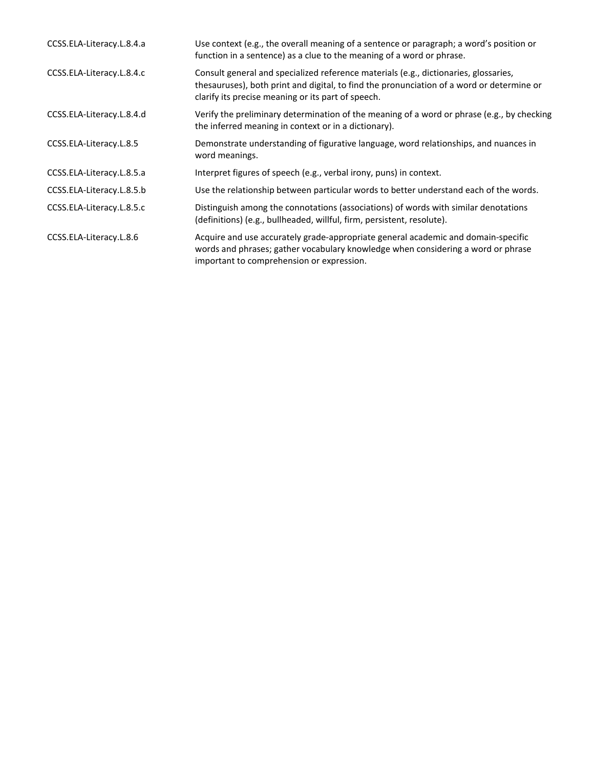| | |
|---|---|
| CCSS.ELA-Literacy.L.8.4.a | Use context (e.g., the overall meaning of a sentence or paragraph; a word's position or function in a sentence) as a clue to the meaning of a word or phrase. |
| CCSS.ELA-Literacy.L.8.4.c | Consult general and specialized reference materials (e.g., dictionaries, glossaries, thesauruses), both print and digital, to find the pronunciation of a word or determine or clarify its precise meaning or its part of speech. |
| CCSS.ELA-Literacy.L.8.4.d | Verify the preliminary determination of the meaning of a word or phrase (e.g., by checking the inferred meaning in context or in a dictionary). |
| CCSS.ELA-Literacy.L.8.5 | Demonstrate understanding of figurative language, word relationships, and nuances in word meanings. |
| CCSS.ELA-Literacy.L.8.5.a | Interpret figures of speech (e.g., verbal irony, puns) in context. |
| CCSS.ELA-Literacy.L.8.5.b | Use the relationship between particular words to better understand each of the words. |
| CCSS.ELA-Literacy.L.8.5.c | Distinguish among the connotations (associations) of words with similar denotations (definitions) (e.g., bullheaded, willful, firm, persistent, resolute). |
| CCSS.ELA-Literacy.L.8.6 | Acquire and use accurately grade-appropriate general academic and domain-specific words and phrases; gather vocabulary knowledge when considering a word or phrase important to comprehension or expression. |